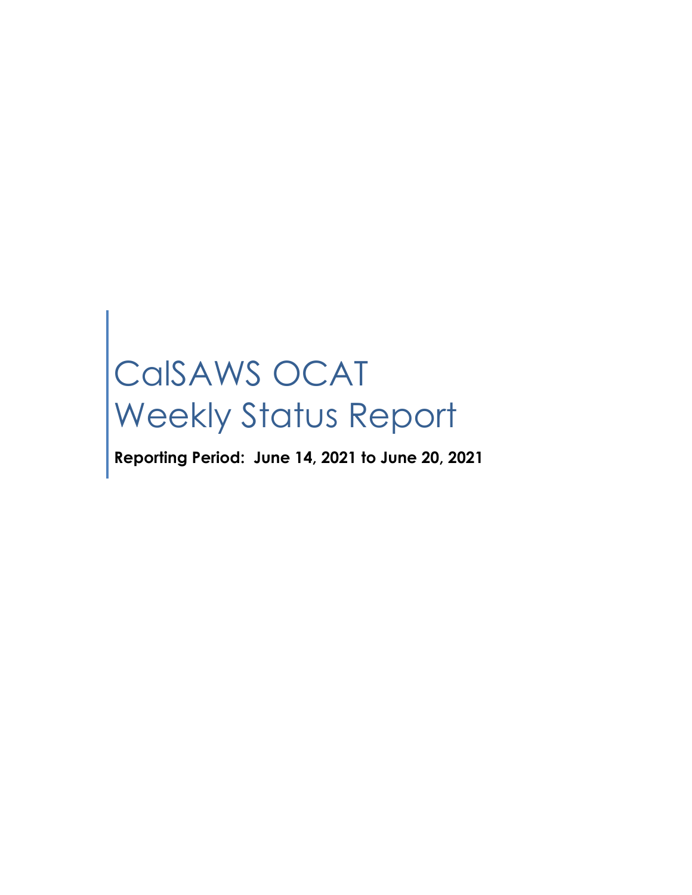# CalSAWS OCAT Weekly Status Report

**Reporting Period: June 14, 2021 to June 20, 2021**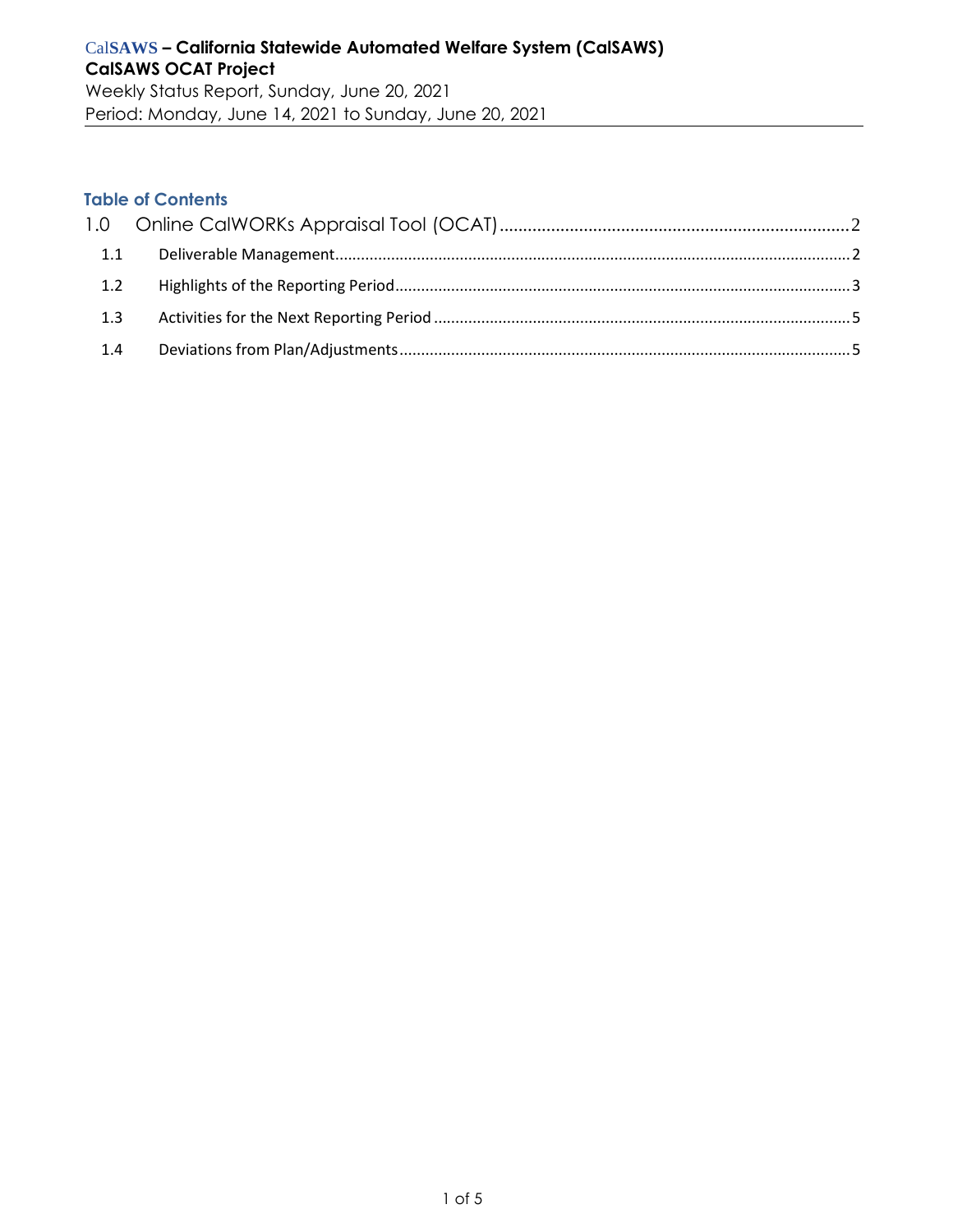# CalSAWS – California Statewide Automated Welfare System (CalSAWS)

**CalSAWS OCAT Project**

Weekly Status Report, Sunday, June 20, 2021

Period: Monday, June 14, 2021 to Sunday, June 20, 2021

## Table of Contents

1.0 Online CalWORKs Appraisal Tool (OCAT) .......... 2

- 1.1 Deliverable Management .......... 2
- 1.2 Highlights of the Reporting Period .......... 3
- 1.3 Activities for the Next Reporting Period .......... 5
- 1.4 Deviations from Plan/Adjustments .......... 5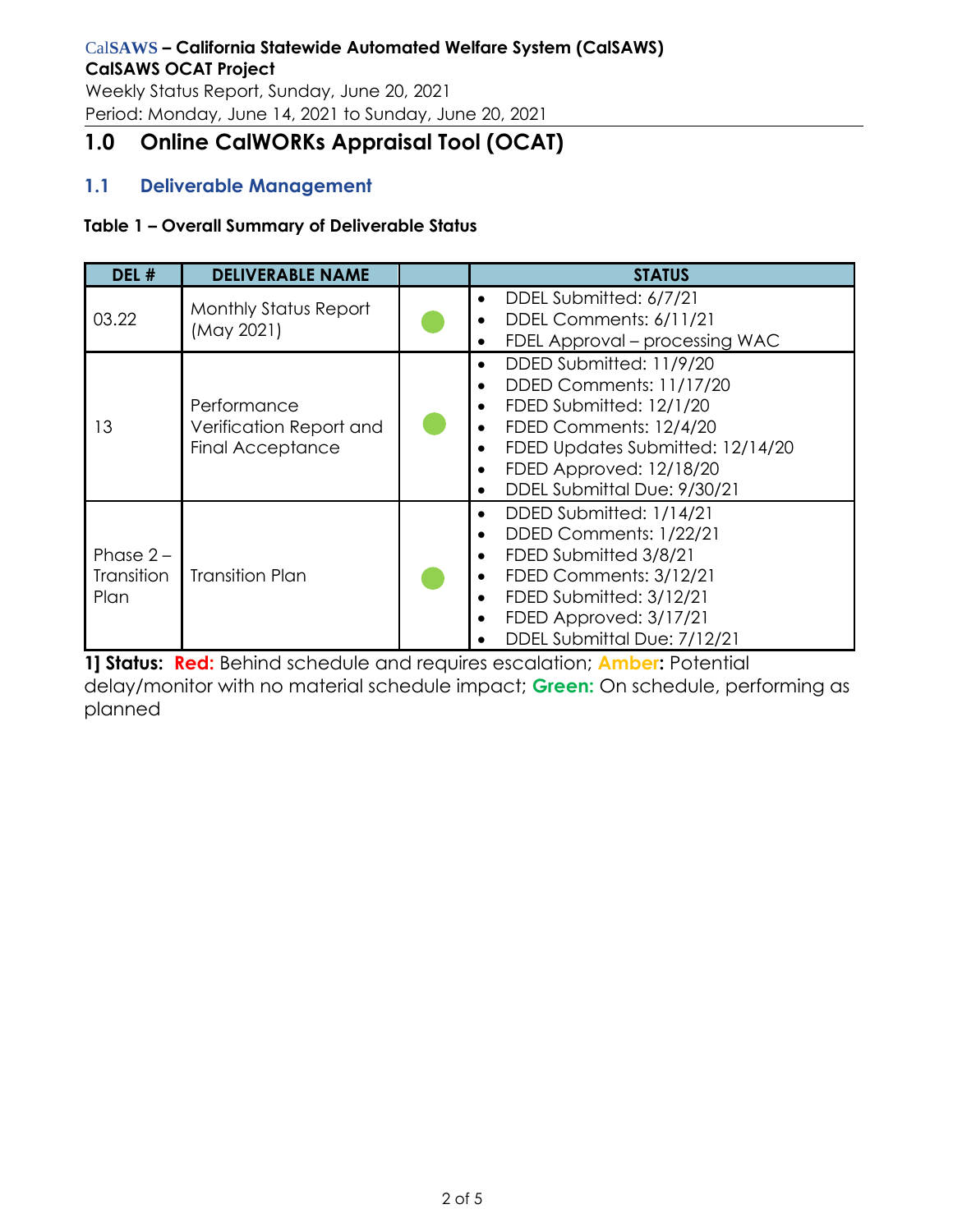# 1.0 Online CalWORKs Appraisal Tool (OCAT)

## 1.1 Deliverable Management

**Table 1 – Overall Summary of Deliverable Status**

| DEL # | DELIVERABLE NAME | | STATUS |
|---|---|---|---|
| 03.22 | Monthly Status Report (May 2021) | Green | • DDEL Submitted: 6/7/21<br>• DDEL Comments: 6/11/21<br>• FDEL Approval – processing WAC |
| 13 | Performance Verification Report and Final Acceptance | Green | • DDED Submitted: 11/9/20<br>• DDED Comments: 11/17/20<br>• FDED Submitted: 12/1/20<br>• FDED Comments: 12/4/20<br>• FDED Updates Submitted: 12/14/20<br>• FDED Approved: 12/18/20<br>• DDEL Submittal Due: 9/30/21 |
| Phase 2 – Transition Plan | Transition Plan | Green | • DDED Submitted: 1/14/21<br>• DDED Comments: 1/22/21<br>• FDED Submitted 3/8/21<br>• FDED Comments: 3/12/21<br>• FDED Submitted: 3/12/21<br>• FDED Approved: 3/17/21<br>• DDEL Submittal Due: 7/12/21 |

**1] Status: Red:** Behind schedule and requires escalation; **Amber:** Potential delay/monitor with no material schedule impact; **Green:** On schedule, performing as planned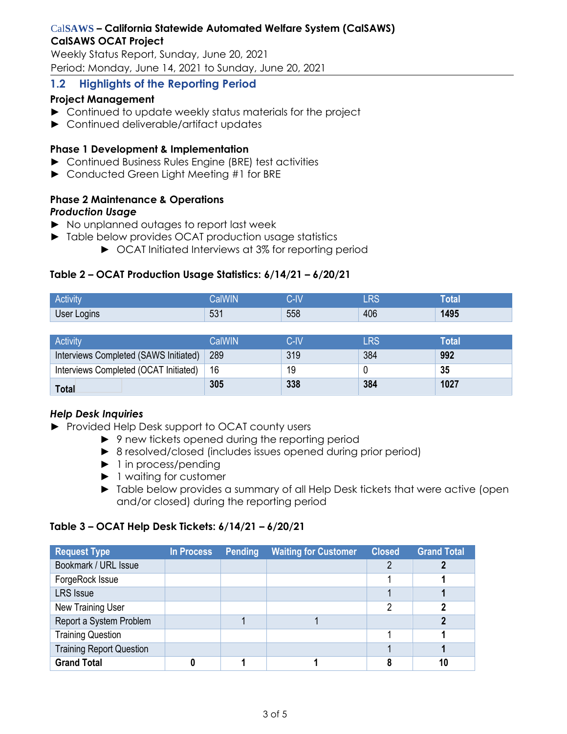## 1.2 Highlights of the Reporting Period

**Project Management**

- Continued to update weekly status materials for the project
- Continued deliverable/artifact updates

**Phase 1 Development & Implementation**

- Continued Business Rules Engine (BRE) test activities
- Conducted Green Light Meeting #1 for BRE

**Phase 2 Maintenance & Operations**

***Production Usage***

- No unplanned outages to report last week
- Table below provides OCAT production usage statistics
  - OCAT Initiated Interviews at 3% for reporting period

**Table 2 – OCAT Production Usage Statistics: 6/14/21 – 6/20/21**

| Activity | CalWIN | C-IV | LRS | Total |
|---|---|---|---|---|
| User Logins | 531 | 558 | 406 | **1495** |

| Activity | CalWIN | C-IV | LRS | Total |
|---|---|---|---|---|
| Interviews Completed (SAWS Initiated) | 289 | 319 | 384 | **992** |
| Interviews Completed (OCAT Initiated) | 16 | 19 | 0 | **35** |
| **Total** | **305** | **338** | **384** | **1027** |

***Help Desk Inquiries***

- Provided Help Desk support to OCAT county users
  - 9 new tickets opened during the reporting period
  - 8 resolved/closed (includes issues opened during prior period)
  - 1 in process/pending
  - 1 waiting for customer
  - Table below provides a summary of all Help Desk tickets that were active (open and/or closed) during the reporting period

**Table 3 – OCAT Help Desk Tickets: 6/14/21 – 6/20/21**

| Request Type | In Process | Pending | Waiting for Customer | Closed | Grand Total |
|---|---|---|---|---|---|
| Bookmark / URL Issue | | | | 2 | **2** |
| ForgeRock Issue | | | | 1 | **1** |
| LRS Issue | | | | 1 | **1** |
| New Training User | | | | 2 | **2** |
| Report a System Problem | | 1 | 1 | | **2** |
| Training Question | | | | 1 | **1** |
| Training Report Question | | | | 1 | **1** |
| **Grand Total** | **0** | **1** | **1** | **8** | **10** |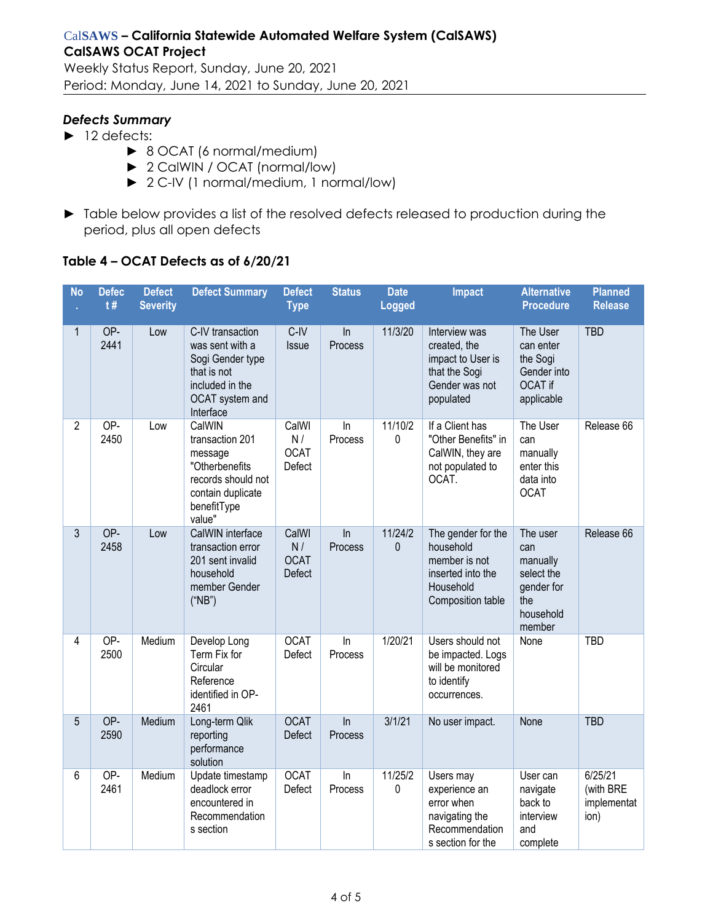### *Defects Summary*

- 12 defects:
  - 8 OCAT (6 normal/medium)
  - 2 CalWIN / OCAT (normal/low)
  - 2 C-IV (1 normal/medium, 1 normal/low)

- Table below provides a list of the resolved defects released to production during the period, plus all open defects

### Table 4 – OCAT Defects as of 6/20/21

| No. | Defect # | Defect Severity | Defect Summary | Defect Type | Status | Date Logged | Impact | Alternative Procedure | Planned Release |
|---|---|---|---|---|---|---|---|---|---|
| 1 | OP-2441 | Low | C-IV transaction was sent with a Sogi Gender type that is not included in the OCAT system and Interface | C-IV Issue | In Process | 11/3/20 | Interview was created, the impact to User is that the Sogi Gender was not populated | The User can enter the Sogi Gender into OCAT if applicable | TBD |
| 2 | OP-2450 | Low | CalWIN transaction 201 message "Otherbenefits records should not contain duplicate benefitType value" | CalWIN / OCAT Defect | In Process | 11/10/20 | If a Client has "Other Benefits" in CalWIN, they are not populated to OCAT. | The User can manually enter this data into OCAT | Release 66 |
| 3 | OP-2458 | Low | CalWIN interface transaction error 201 sent invalid household member Gender ("NB") | CalWIN / OCAT Defect | In Process | 11/24/20 | The gender for the household member is not inserted into the Household Composition table | The user can manually select the gender for the household member | Release 66 |
| 4 | OP-2500 | Medium | Develop Long Term Fix for Circular Reference identified in OP-2461 | OCAT Defect | In Process | 1/20/21 | Users should not be impacted. Logs will be monitored to identify occurrences. | None | TBD |
| 5 | OP-2590 | Medium | Long-term Qlik reporting performance solution | OCAT Defect | In Process | 3/1/21 | No user impact. | None | TBD |
| 6 | OP-2461 | Medium | Update timestamp deadlock error encountered in Recommendations section | OCAT Defect | In Process | 11/25/20 | Users may experience an error when navigating the Recommendations section for the | User can navigate back to interview and complete | 6/25/21 (with BRE implementation) |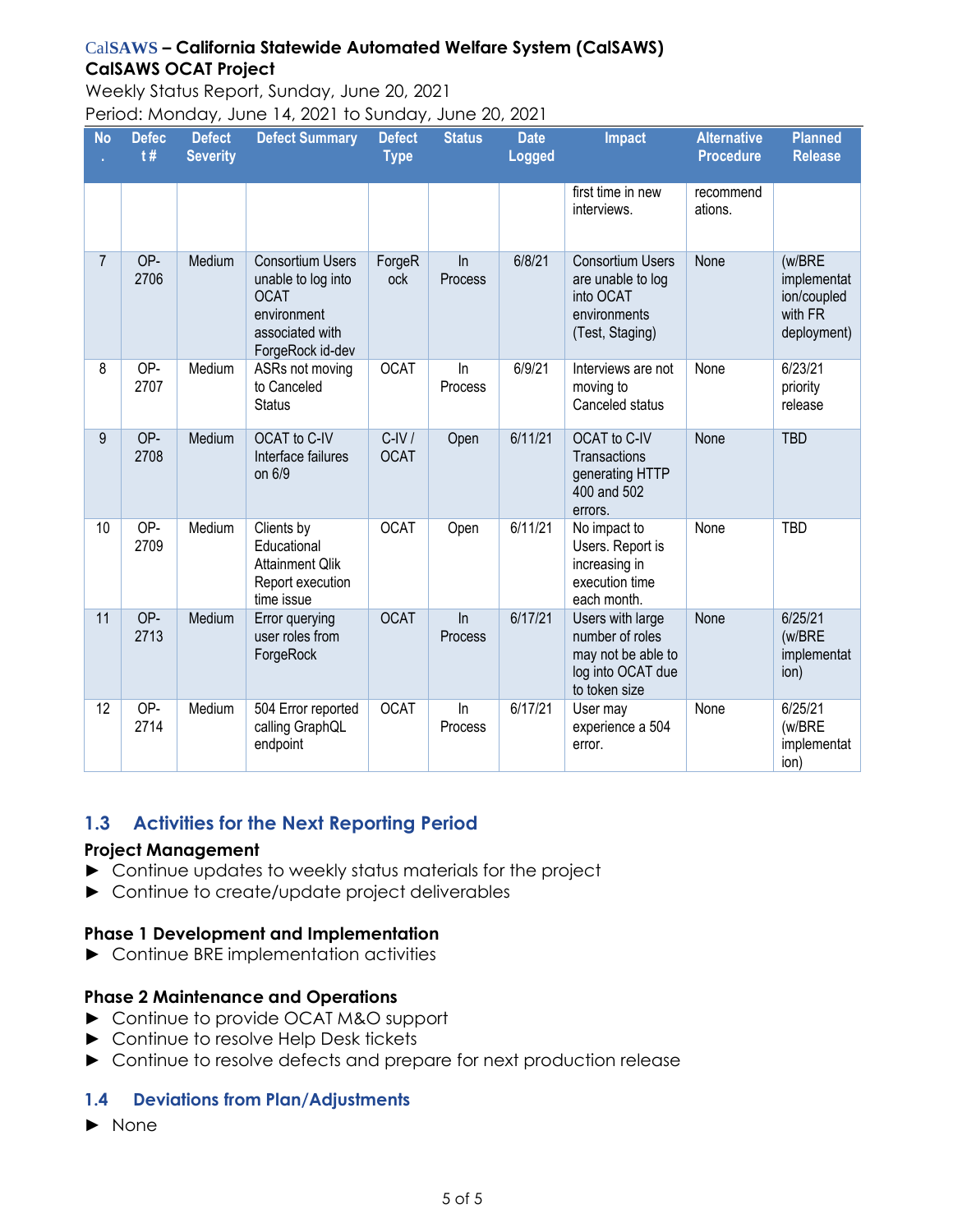| No. | Defect # | Defect Severity | Defect Summary | Defect Type | Status | Date Logged | Impact | Alternative Procedure | Planned Release |
|---|---|---|---|---|---|---|---|---|---|
| | | | | | | | first time in new interviews. | recommendations. | |
| 7 | OP-2706 | Medium | Consortium Users unable to log into OCAT environment associated with ForgeRock id-dev | ForgeRock | In Process | 6/8/21 | Consortium Users are unable to log into OCAT environments (Test, Staging) | None | (w/BRE implementation/coupled with FR deployment) |
| 8 | OP-2707 | Medium | ASRs not moving to Canceled Status | OCAT | In Process | 6/9/21 | Interviews are not moving to Canceled status | None | 6/23/21 priority release |
| 9 | OP-2708 | Medium | OCAT to C-IV Interface failures on 6/9 | C-IV / OCAT | Open | 6/11/21 | OCAT to C-IV Transactions generating HTTP 400 and 502 errors. | None | TBD |
| 10 | OP-2709 | Medium | Clients by Educational Attainment Qlik Report execution time issue | OCAT | Open | 6/11/21 | No impact to Users. Report is increasing in execution time each month. | None | TBD |
| 11 | OP-2713 | Medium | Error querying user roles from ForgeRock | OCAT | In Process | 6/17/21 | Users with large number of roles may not be able to log into OCAT due to token size | None | 6/25/21 (w/BRE implementation) |
| 12 | OP-2714 | Medium | 504 Error reported calling GraphQL endpoint | OCAT | In Process | 6/17/21 | User may experience a 504 error. | None | 6/25/21 (w/BRE implementation) |

## 1.3 Activities for the Next Reporting Period

**Project Management**

- Continue updates to weekly status materials for the project
- Continue to create/update project deliverables

**Phase 1 Development and Implementation**

- Continue BRE implementation activities

**Phase 2 Maintenance and Operations**

- Continue to provide OCAT M&O support
- Continue to resolve Help Desk tickets
- Continue to resolve defects and prepare for next production release

## 1.4 Deviations from Plan/Adjustments

- None